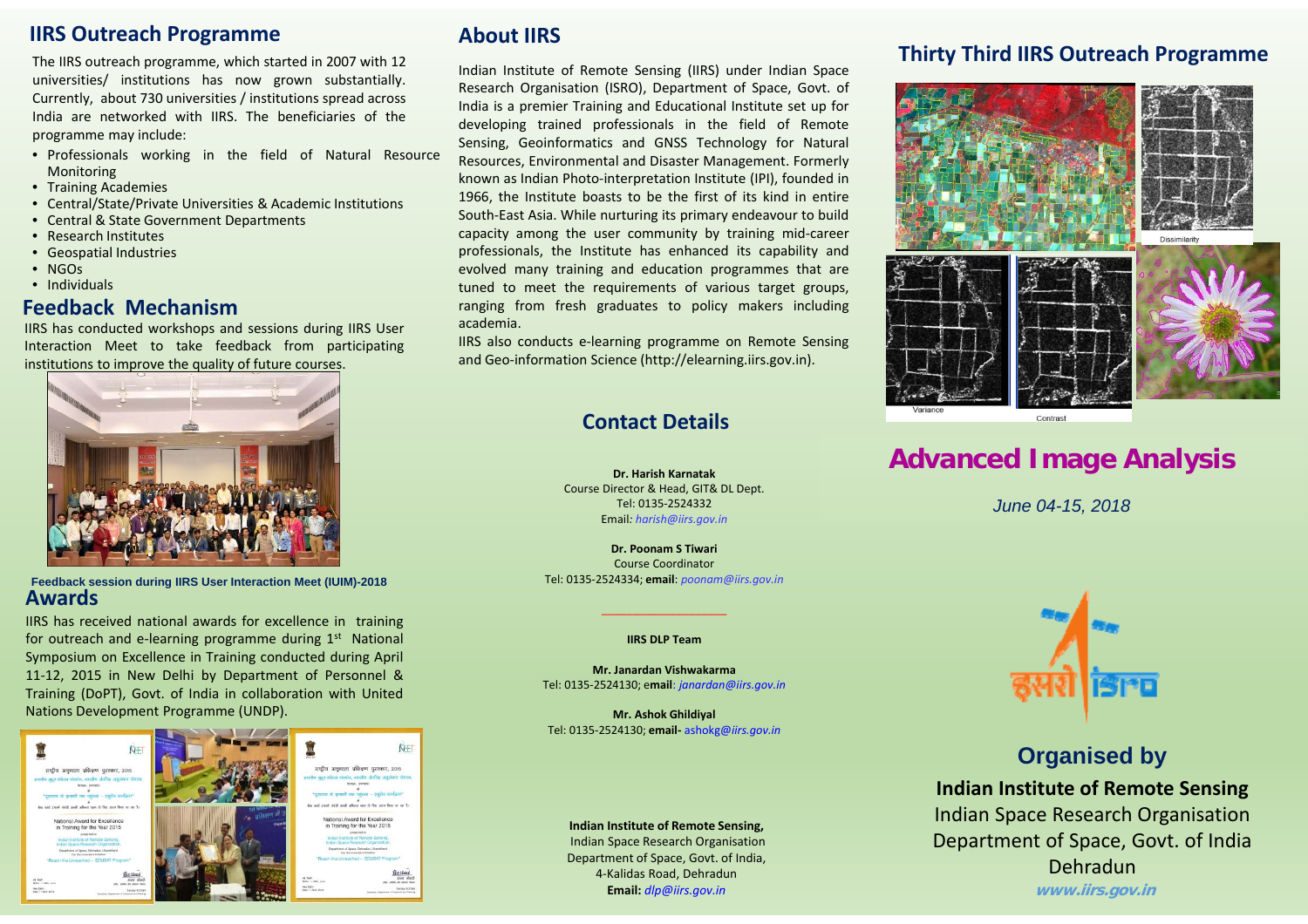## IIRS Outreach Programme

The IIRS outreach programme, which started in 2007 with 12 universities/ institutions has now grown substantially. Currently, about 730 universities / institutions spread across India are networked with IIRS. The beneficiaries of the programme may include:

- Professionals working in the field of Natural Resource Monitoring
- Training Academies
- Central/State/Private Universities & Academic Institutions
- Central & State Government Departments
- Research Institutes
- Geospatial Industries
- NGOs
- Individuals

## Feedback Mechanism

IIRS has conducted workshops and sessions during IIRS User Interaction Meet to take feedback from participating institutions to improve the quality of future courses.

**Feedback session during IIRS User Interaction Meet (IUIM)-2018**

## Awards

IIRS has received national awards for excellence in training for outreach and e-learning programme during 1st National Symposium on Excellence in Training conducted during April 11-12, 2015 in New Delhi by Department of Personnel & Training (DoPT), Govt. of India in collaboration with United Nations Development Programme (UNDP).

## About IIRS

Indian Institute of Remote Sensing (IIRS) under Indian Space Research Organisation (ISRO), Department of Space, Govt. of India is a premier Training and Educational Institute set up for developing trained professionals in the field of Remote Sensing, Geoinformatics and GNSS Technology for Natural Resources, Environmental and Disaster Management. Formerly known as Indian Photo-interpretation Institute (IPI), founded in 1966, the Institute boasts to be the first of its kind in entire South-East Asia. While nurturing its primary endeavour to build capacity among the user community by training mid-career professionals, the Institute has enhanced its capability and evolved many training and education programmes that are tuned to meet the requirements of various target groups, ranging from fresh graduates to policy makers including academia.

IIRS also conducts e-learning programme on Remote Sensing and Geo-information Science (http://elearning.iirs.gov.in).

## Contact Details

**Dr. Harish Karnatak**
Course Director & Head, GIT& DL Dept.
Tel: 0135-2524332
Email: *harish@iirs.gov.in*

**Dr. Poonam S Tiwari**
Course Coordinator
Tel: 0135-2524334; **email**: *poonam@iirs.gov.in*

**IIRS DLP Team**

**Mr. Janardan Vishwakarma**
Tel: 0135-2524130; **email**: *janardan@iirs.gov.in*

**Mr. Ashok Ghildiyal**
Tel: 0135-2524130; **email-** ashokg@iirs.gov.in

**Indian Institute of Remote Sensing,**
Indian Space Research Organisation
Department of Space, Govt. of India,
4-Kalidas Road, Dehradun
**Email:** *dlp@iirs.gov.in*

## Thirty Third IIRS Outreach Programme

Dissimilarity

Variance

Contrast

# Advanced Image Analysis

*June 04-15, 2018*

## Organised by

**Indian Institute of Remote Sensing**
Indian Space Research Organisation
Department of Space, Govt. of India
Dehradun
**www.iirs.gov.in**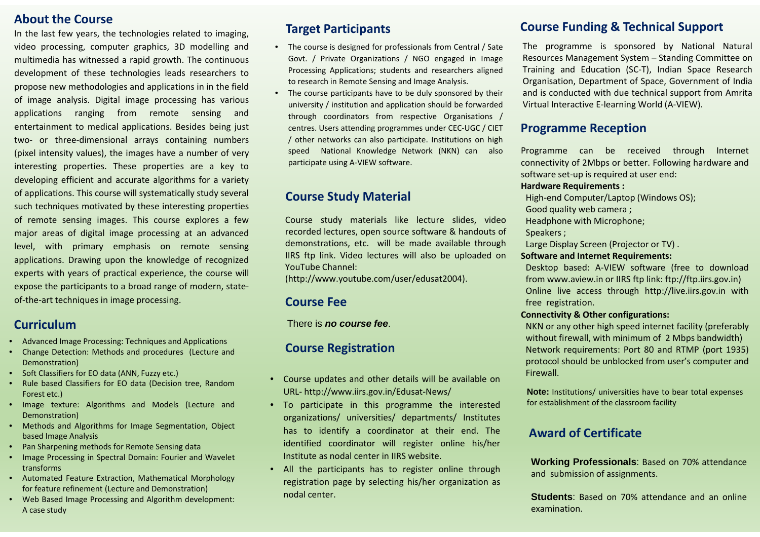## About the Course

In the last few years, the technologies related to imaging, video processing, computer graphics, 3D modelling and multimedia has witnessed a rapid growth. The continuous development of these technologies leads researchers to propose new methodologies and applications in in the field of image analysis. Digital image processing has various applications ranging from remote sensing and entertainment to medical applications. Besides being just two- or three-dimensional arrays containing numbers (pixel intensity values), the images have a number of very interesting properties. These properties are a key to developing efficient and accurate algorithms for a variety of applications. This course will systematically study several such techniques motivated by these interesting properties of remote sensing images. This course explores a few major areas of digital image processing at an advanced level, with primary emphasis on remote sensing applications. Drawing upon the knowledge of recognized experts with years of practical experience, the course will expose the participants to a broad range of modern, state-of-the-art techniques in image processing.

## Curriculum

- Advanced Image Processing: Techniques and Applications
- Change Detection: Methods and procedures (Lecture and Demonstration)
- Soft Classifiers for EO data (ANN, Fuzzy etc.)
- Rule based Classifiers for EO data (Decision tree, Random Forest etc.)
- Image texture: Algorithms and Models (Lecture and Demonstration)
- Methods and Algorithms for Image Segmentation, Object based Image Analysis
- Pan Sharpening methods for Remote Sensing data
- Image Processing in Spectral Domain: Fourier and Wavelet transforms
- Automated Feature Extraction, Mathematical Morphology for feature refinement (Lecture and Demonstration)
- Web Based Image Processing and Algorithm development: A case study

## Target Participants

- The course is designed for professionals from Central / Sate Govt. / Private Organizations / NGO engaged in Image Processing Applications; students and researchers aligned to research in Remote Sensing and Image Analysis.
- The course participants have to be duly sponsored by their university / institution and application should be forwarded through coordinators from respective Organisations / centres. Users attending programmes under CEC-UGC / CIET / other networks can also participate. Institutions on high speed National Knowledge Network (NKN) can also participate using A-VIEW software.

## Course Study Material

Course study materials like lecture slides, video recorded lectures, open source software & handouts of demonstrations, etc. will be made available through IIRS ftp link. Video lectures will also be uploaded on YouTube Channel:
(http://www.youtube.com/user/edusat2004).

## Course Fee

There is ***no course fee***.

## Course Registration

- Course updates and other details will be available on URL- http://www.iirs.gov.in/Edusat-News/
- To participate in this programme the interested organizations/ universities/ departments/ Institutes has to identify a coordinator at their end. The identified coordinator will register online his/her Institute as nodal center in IIRS website.
- All the participants has to register online through registration page by selecting his/her organization as nodal center.

## Course Funding & Technical Support

The programme is sponsored by National Natural Resources Management System – Standing Committee on Training and Education (SC-T), Indian Space Research Organisation, Department of Space, Government of India and is conducted with due technical support from Amrita Virtual Interactive E-learning World (A-VIEW).

## Programme Reception

Programme can be received through Internet connectivity of 2Mbps or better. Following hardware and software set-up is required at user end:

**Hardware Requirements :**

High-end Computer/Laptop (Windows OS);
Good quality web camera ;
Headphone with Microphone;
Speakers ;
Large Display Screen (Projector or TV) .

**Software and Internet Requirements:**

Desktop based: A-VIEW software (free to download from www.aview.in or IIRS ftp link: ftp://ftp.iirs.gov.in)
Online live access through http://live.iirs.gov.in with free registration.

**Connectivity & Other configurations:**

NKN or any other high speed internet facility (preferably without firewall, with minimum of 2 Mbps bandwidth)
Network requirements: Port 80 and RTMP (port 1935) protocol should be unblocked from user's computer and Firewall.

**Note:** Institutions/ universities have to bear total expenses for establishment of the classroom facility

## Award of Certificate

**Working Professionals**: Based on 70% attendance and submission of assignments.

**Students**: Based on 70% attendance and an online examination.